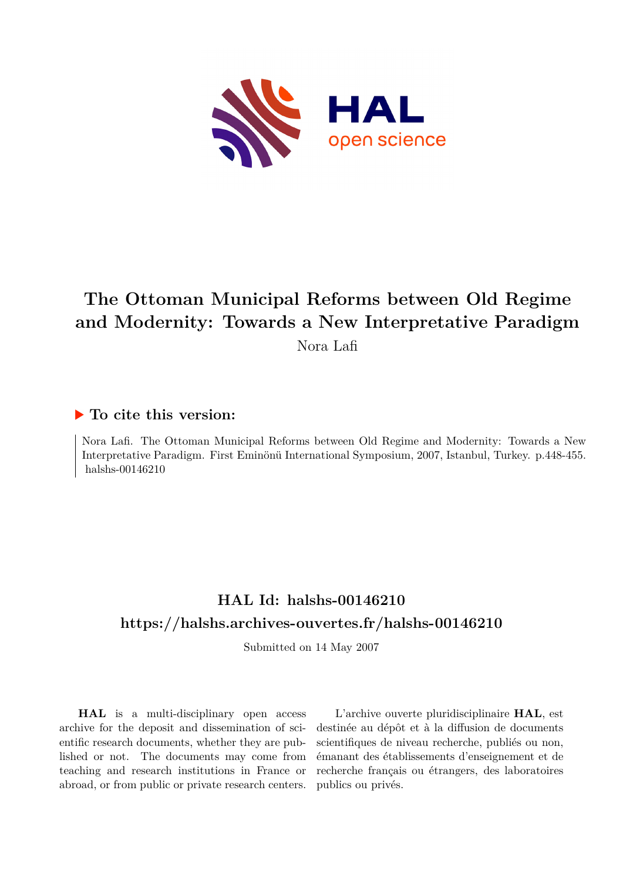# The Ottoman Municipal Reforms between Old Regime and Modernity: Towards a New Interpretative Paradigm

Nora Lafi

## ▶ To cite this version:

Nora Lafi. The Ottoman Municipal Reforms between Old Regime and Modernity: Towards a New Interpretative Paradigm. First Eminönü International Symposium, 2007, Istanbul, Turkey. p.448-455. halshs-00146210

## HAL Id: halshs-00146210

## https://halshs.archives-ouvertes.fr/halshs-00146210

Submitted on 14 May 2007

**HAL** is a multi-disciplinary open access archive for the deposit and dissemination of scientific research documents, whether they are published or not. The documents may come from teaching and research institutions in France or abroad, or from public or private research centers.

L'archive ouverte pluridisciplinaire **HAL**, est destinée au dépôt et à la diffusion de documents scientifiques de niveau recherche, publiés ou non, émanant des établissements d'enseignement et de recherche français ou étrangers, des laboratoires publics ou privés.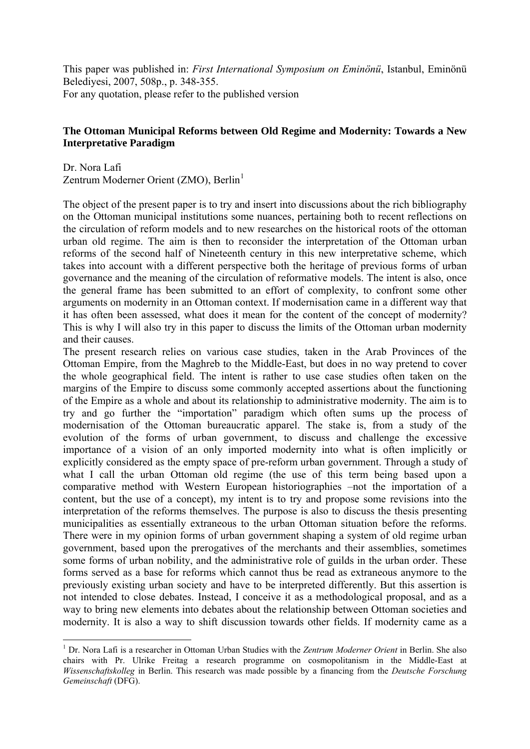This paper was published in: *First International Symposium on Eminönü*, Istanbul, Eminönü Belediyesi, 2007, 508p., p. 348-355.
For any quotation, please refer to the published version

## The Ottoman Municipal Reforms between Old Regime and Modernity: Towards a New Interpretative Paradigm

Dr. Nora Lafi
Zentrum Moderner Orient (ZMO), Berlin[1]

The object of the present paper is to try and insert into discussions about the rich bibliography on the Ottoman municipal institutions some nuances, pertaining both to recent reflections on the circulation of reform models and to new researches on the historical roots of the ottoman urban old regime. The aim is then to reconsider the interpretation of the Ottoman urban reforms of the second half of Nineteenth century in this new interpretative scheme, which takes into account with a different perspective both the heritage of previous forms of urban governance and the meaning of the circulation of reformative models. The intent is also, once the general frame has been submitted to an effort of complexity, to confront some other arguments on modernity in an Ottoman context. If modernisation came in a different way that it has often been assessed, what does it mean for the content of the concept of modernity? This is why I will also try in this paper to discuss the limits of the Ottoman urban modernity and their causes.

The present research relies on various case studies, taken in the Arab Provinces of the Ottoman Empire, from the Maghreb to the Middle-East, but does in no way pretend to cover the whole geographical field. The intent is rather to use case studies often taken on the margins of the Empire to discuss some commonly accepted assertions about the functioning of the Empire as a whole and about its relationship to administrative modernity. The aim is to try and go further the "importation" paradigm which often sums up the process of modernisation of the Ottoman bureaucratic apparel. The stake is, from a study of the evolution of the forms of urban government, to discuss and challenge the excessive importance of a vision of an only imported modernity into what is often implicitly or explicitly considered as the empty space of pre-reform urban government. Through a study of what I call the urban Ottoman old regime (the use of this term being based upon a comparative method with Western European historiographies –not the importation of a content, but the use of a concept), my intent is to try and propose some revisions into the interpretation of the reforms themselves. The purpose is also to discuss the thesis presenting municipalities as essentially extraneous to the urban Ottoman situation before the reforms. There were in my opinion forms of urban government shaping a system of old regime urban government, based upon the prerogatives of the merchants and their assemblies, sometimes some forms of urban nobility, and the administrative role of guilds in the urban order. These forms served as a base for reforms which cannot thus be read as extraneous anymore to the previously existing urban society and have to be interpreted differently. But this assertion is not intended to close debates. Instead, I conceive it as a methodological proposal, and as a way to bring new elements into debates about the relationship between Ottoman societies and modernity. It is also a way to shift discussion towards other fields. If modernity came as a

[1] Dr. Nora Lafi is a researcher in Ottoman Urban Studies with the *Zentrum Moderner Orient* in Berlin. She also chairs with Pr. Ulrike Freitag a research programme on cosmopolitanism in the Middle-East at *Wissenschaftskolleg* in Berlin. This research was made possible by a financing from the *Deutsche Forschung Gemeinschaft* (DFG).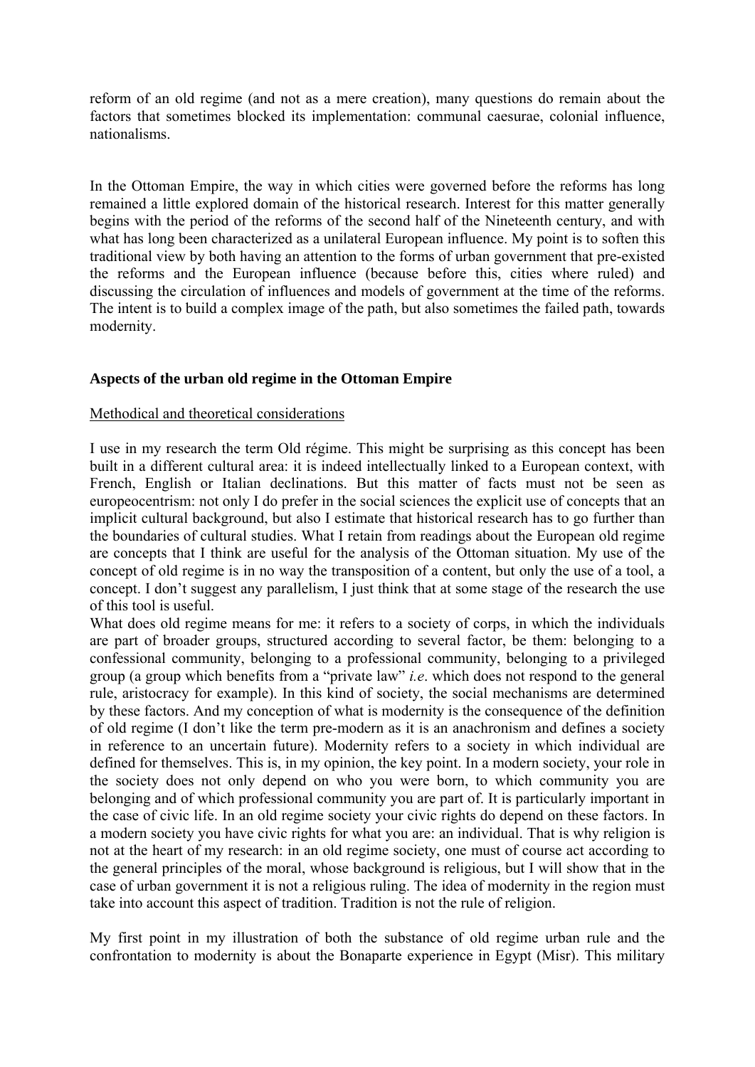reform of an old regime (and not as a mere creation), many questions do remain about the factors that sometimes blocked its implementation: communal caesurae, colonial influence, nationalisms.

In the Ottoman Empire, the way in which cities were governed before the reforms has long remained a little explored domain of the historical research. Interest for this matter generally begins with the period of the reforms of the second half of the Nineteenth century, and with what has long been characterized as a unilateral European influence. My point is to soften this traditional view by both having an attention to the forms of urban government that pre-existed the reforms and the European influence (because before this, cities where ruled) and discussing the circulation of influences and models of government at the time of the reforms. The intent is to build a complex image of the path, but also sometimes the failed path, towards modernity.

## Aspects of the urban old regime in the Ottoman Empire

### Methodical and theoretical considerations

I use in my research the term Old régime. This might be surprising as this concept has been built in a different cultural area: it is indeed intellectually linked to a European context, with French, English or Italian declinations. But this matter of facts must not be seen as europeocentrism: not only I do prefer in the social sciences the explicit use of concepts that an implicit cultural background, but also I estimate that historical research has to go further than the boundaries of cultural studies. What I retain from readings about the European old regime are concepts that I think are useful for the analysis of the Ottoman situation. My use of the concept of old regime is in no way the transposition of a content, but only the use of a tool, a concept. I don't suggest any parallelism, I just think that at some stage of the research the use of this tool is useful.

What does old regime means for me: it refers to a society of corps, in which the individuals are part of broader groups, structured according to several factor, be them: belonging to a confessional community, belonging to a professional community, belonging to a privileged group (a group which benefits from a "private law" *i.e*. which does not respond to the general rule, aristocracy for example). In this kind of society, the social mechanisms are determined by these factors. And my conception of what is modernity is the consequence of the definition of old regime (I don't like the term pre-modern as it is an anachronism and defines a society in reference to an uncertain future). Modernity refers to a society in which individual are defined for themselves. This is, in my opinion, the key point. In a modern society, your role in the society does not only depend on who you were born, to which community you are belonging and of which professional community you are part of. It is particularly important in the case of civic life. In an old regime society your civic rights do depend on these factors. In a modern society you have civic rights for what you are: an individual. That is why religion is not at the heart of my research: in an old regime society, one must of course act according to the general principles of the moral, whose background is religious, but I will show that in the case of urban government it is not a religious ruling. The idea of modernity in the region must take into account this aspect of tradition. Tradition is not the rule of religion.

My first point in my illustration of both the substance of old regime urban rule and the confrontation to modernity is about the Bonaparte experience in Egypt (Misr). This military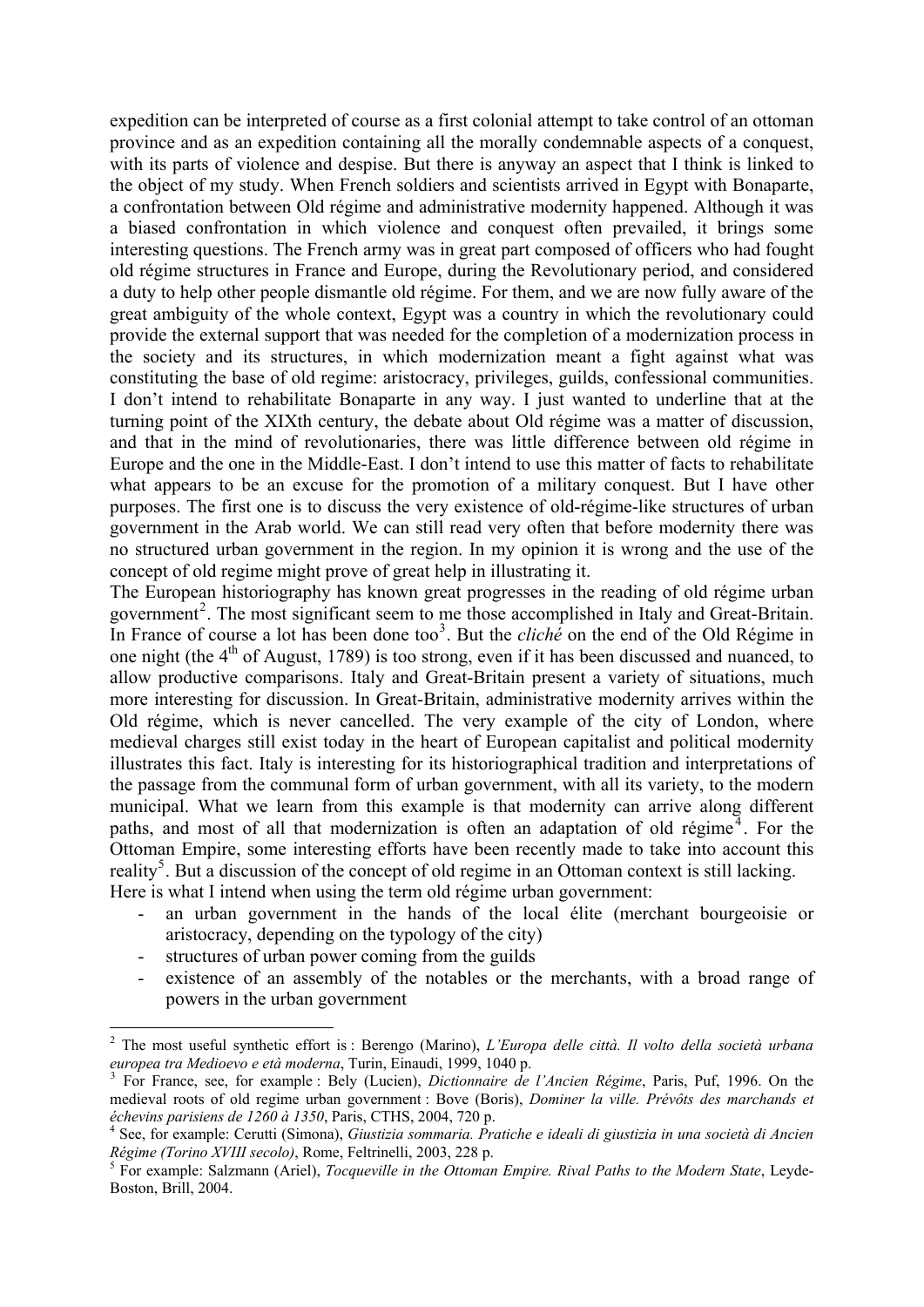expedition can be interpreted of course as a first colonial attempt to take control of an ottoman province and as an expedition containing all the morally condemnable aspects of a conquest, with its parts of violence and despise. But there is anyway an aspect that I think is linked to the object of my study. When French soldiers and scientists arrived in Egypt with Bonaparte, a confrontation between Old régime and administrative modernity happened. Although it was a biased confrontation in which violence and conquest often prevailed, it brings some interesting questions. The French army was in great part composed of officers who had fought old régime structures in France and Europe, during the Revolutionary period, and considered a duty to help other people dismantle old régime. For them, and we are now fully aware of the great ambiguity of the whole context, Egypt was a country in which the revolutionary could provide the external support that was needed for the completion of a modernization process in the society and its structures, in which modernization meant a fight against what was constituting the base of old regime: aristocracy, privileges, guilds, confessional communities. I don't intend to rehabilitate Bonaparte in any way. I just wanted to underline that at the turning point of the XIXth century, the debate about Old régime was a matter of discussion, and that in the mind of revolutionaries, there was little difference between old régime in Europe and the one in the Middle-East. I don't intend to use this matter of facts to rehabilitate what appears to be an excuse for the promotion of a military conquest. But I have other purposes. The first one is to discuss the very existence of old-régime-like structures of urban government in the Arab world. We can still read very often that before modernity there was no structured urban government in the region. In my opinion it is wrong and the use of the concept of old regime might prove of great help in illustrating it.

The European historiography has known great progresses in the reading of old régime urban government[2]. The most significant seem to me those accomplished in Italy and Great-Britain. In France of course a lot has been done too[3]. But the *cliché* on the end of the Old Régime in one night (the 4th of August, 1789) is too strong, even if it has been discussed and nuanced, to allow productive comparisons. Italy and Great-Britain present a variety of situations, much more interesting for discussion. In Great-Britain, administrative modernity arrives within the Old régime, which is never cancelled. The very example of the city of London, where medieval charges still exist today in the heart of European capitalist and political modernity illustrates this fact. Italy is interesting for its historiographical tradition and interpretations of the passage from the communal form of urban government, with all its variety, to the modern municipal. What we learn from this example is that modernity can arrive along different paths, and most of all that modernization is often an adaptation of old régime[4]. For the Ottoman Empire, some interesting efforts have been recently made to take into account this reality[5]. But a discussion of the concept of old regime in an Ottoman context is still lacking.

Here is what I intend when using the term old régime urban government:

- an urban government in the hands of the local élite (merchant bourgeoisie or aristocracy, depending on the typology of the city)
- structures of urban power coming from the guilds
- existence of an assembly of the notables or the merchants, with a broad range of powers in the urban government

---

[2] The most useful synthetic effort is : Berengo (Marino), *L'Europa delle città. Il volto della società urbana europea tra Medioevo e età moderna*, Turin, Einaudi, 1999, 1040 p.

[3] For France, see, for example : Bely (Lucien), *Dictionnaire de l'Ancien Régime*, Paris, Puf, 1996. On the medieval roots of old regime urban government : Bove (Boris), *Dominer la ville. Prévôts des marchands et échevins parisiens de 1260 à 1350*, Paris, CTHS, 2004, 720 p.

[4] See, for example: Cerutti (Simona), *Giustizia sommaria. Pratiche e ideali di giustizia in una società di Ancien Régime (Torino XVIII secolo)*, Rome, Feltrinelli, 2003, 228 p.

[5] For example: Salzmann (Ariel), *Tocqueville in the Ottoman Empire. Rival Paths to the Modern State*, Leyde-Boston, Brill, 2004.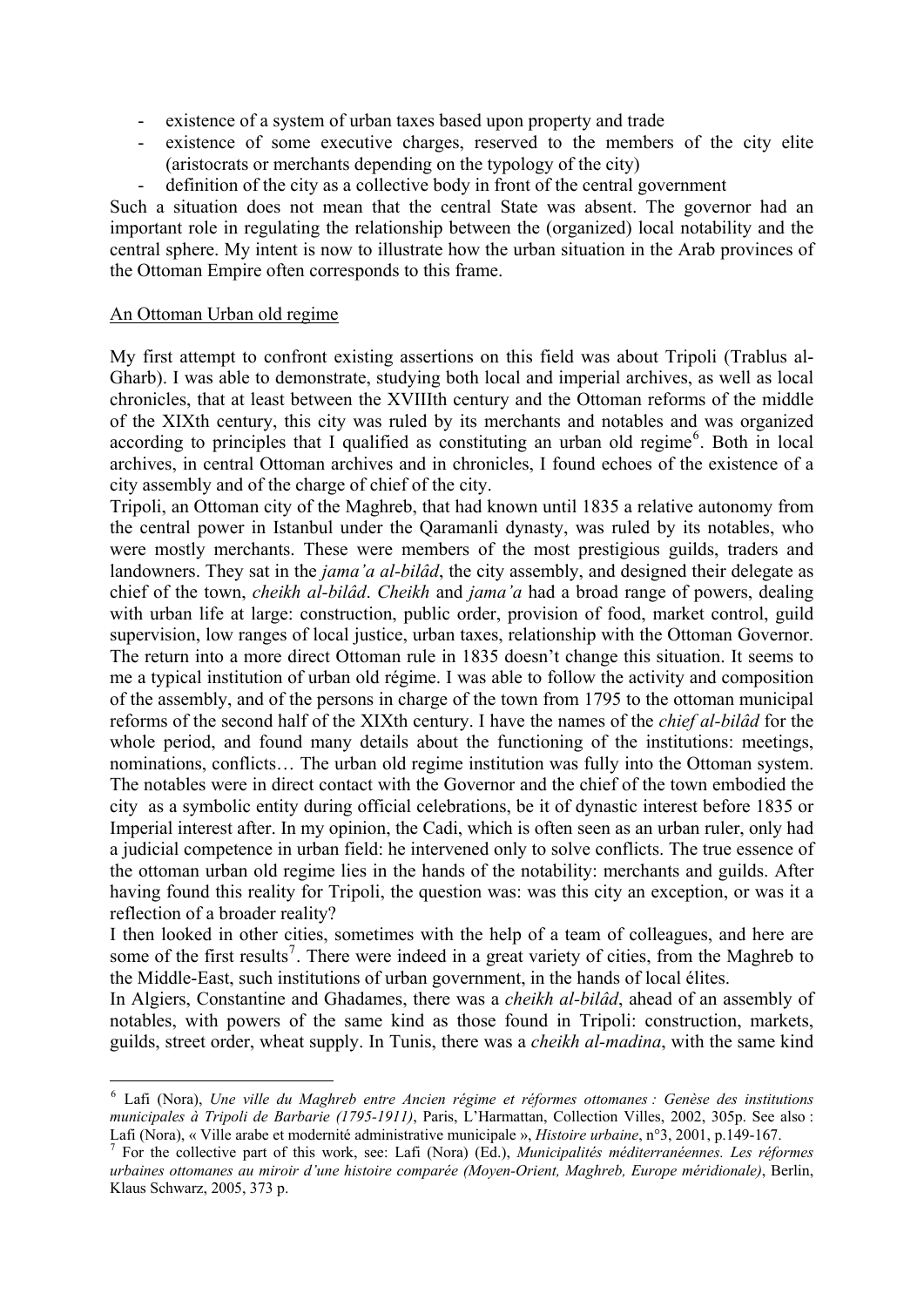- existence of a system of urban taxes based upon property and trade
- existence of some executive charges, reserved to the members of the city elite (aristocrats or merchants depending on the typology of the city)
- definition of the city as a collective body in front of the central government

Such a situation does not mean that the central State was absent. The governor had an important role in regulating the relationship between the (organized) local notability and the central sphere. My intent is now to illustrate how the urban situation in the Arab provinces of the Ottoman Empire often corresponds to this frame.

## An Ottoman Urban old regime

My first attempt to confront existing assertions on this field was about Tripoli (Trablus al-Gharb). I was able to demonstrate, studying both local and imperial archives, as well as local chronicles, that at least between the XVIIIth century and the Ottoman reforms of the middle of the XIXth century, this city was ruled by its merchants and notables and was organized according to principles that I qualified as constituting an urban old regime[6]. Both in local archives, in central Ottoman archives and in chronicles, I found echoes of the existence of a city assembly and of the charge of chief of the city.

Tripoli, an Ottoman city of the Maghreb, that had known until 1835 a relative autonomy from the central power in Istanbul under the Qaramanli dynasty, was ruled by its notables, who were mostly merchants. These were members of the most prestigious guilds, traders and landowners. They sat in the *jama'a al-bilâd*, the city assembly, and designed their delegate as chief of the town, *cheikh al-bilâd*. *Cheikh* and *jama'a* had a broad range of powers, dealing with urban life at large: construction, public order, provision of food, market control, guild supervision, low ranges of local justice, urban taxes, relationship with the Ottoman Governor. The return into a more direct Ottoman rule in 1835 doesn't change this situation. It seems to me a typical institution of urban old régime. I was able to follow the activity and composition of the assembly, and of the persons in charge of the town from 1795 to the ottoman municipal reforms of the second half of the XIXth century. I have the names of the *chief al-bilâd* for the whole period, and found many details about the functioning of the institutions: meetings, nominations, conflicts… The urban old regime institution was fully into the Ottoman system. The notables were in direct contact with the Governor and the chief of the town embodied the city as a symbolic entity during official celebrations, be it of dynastic interest before 1835 or Imperial interest after. In my opinion, the Cadi, which is often seen as an urban ruler, only had a judicial competence in urban field: he intervened only to solve conflicts. The true essence of the ottoman urban old regime lies in the hands of the notability: merchants and guilds. After having found this reality for Tripoli, the question was: was this city an exception, or was it a reflection of a broader reality?

I then looked in other cities, sometimes with the help of a team of colleagues, and here are some of the first results[7]. There were indeed in a great variety of cities, from the Maghreb to the Middle-East, such institutions of urban government, in the hands of local élites.

In Algiers, Constantine and Ghadames, there was a *cheikh al-bilâd*, ahead of an assembly of notables, with powers of the same kind as those found in Tripoli: construction, markets, guilds, street order, wheat supply. In Tunis, there was a *cheikh al-madina*, with the same kind

---

[6] Lafi (Nora), *Une ville du Maghreb entre Ancien régime et réformes ottomanes : Genèse des institutions municipales à Tripoli de Barbarie (1795-1911)*, Paris, L'Harmattan, Collection Villes, 2002, 305p. See also : Lafi (Nora), « Ville arabe et modernité administrative municipale », *Histoire urbaine*, n°3, 2001, p.149-167.

[7] For the collective part of this work, see: Lafi (Nora) (Ed.), *Municipalités méditerranéennes. Les réformes urbaines ottomanes au miroir d'une histoire comparée (Moyen-Orient, Maghreb, Europe méridionale)*, Berlin, Klaus Schwarz, 2005, 373 p.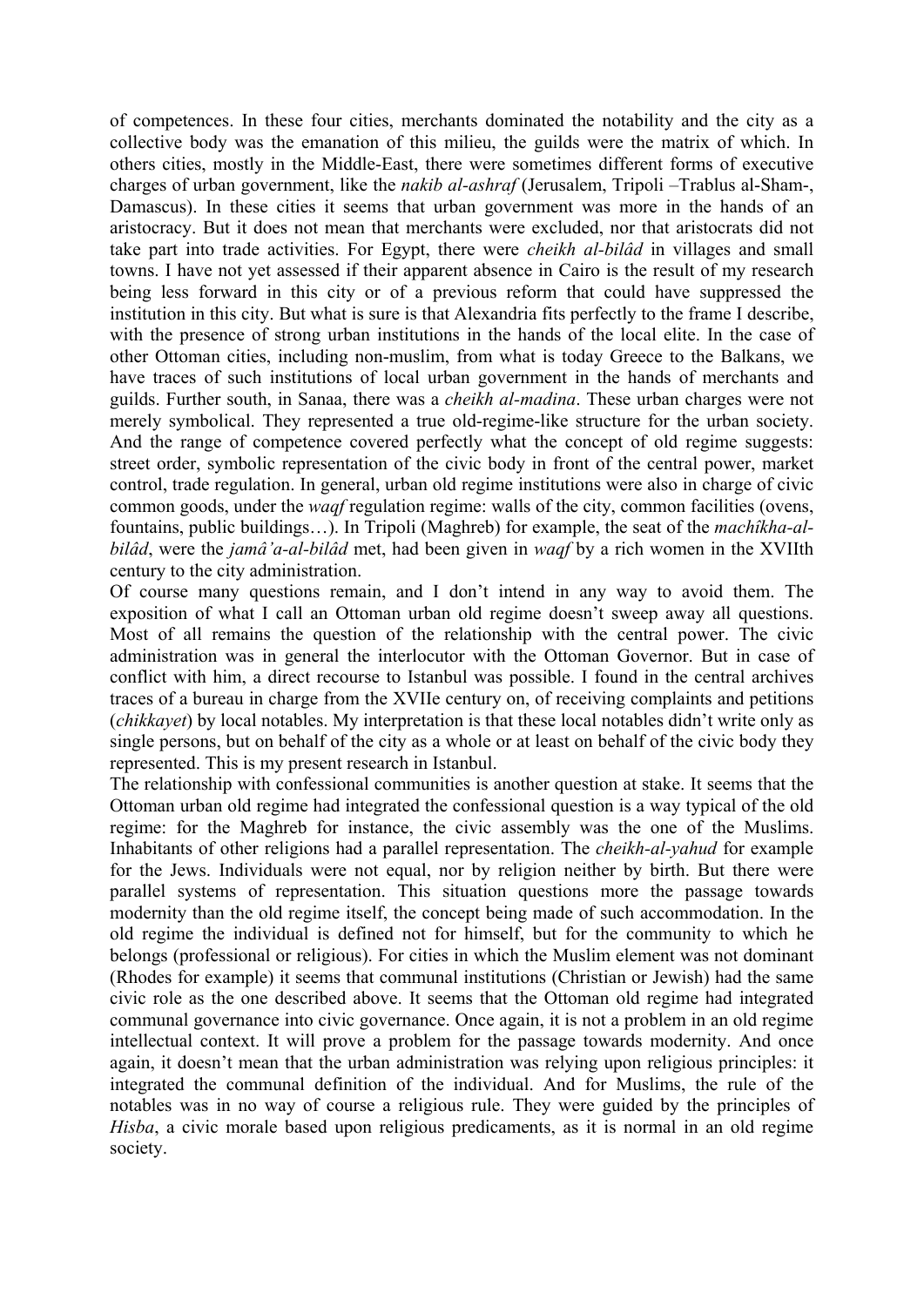of competences. In these four cities, merchants dominated the notability and the city as a collective body was the emanation of this milieu, the guilds were the matrix of which. In others cities, mostly in the Middle-East, there were sometimes different forms of executive charges of urban government, like the *nakib al-ashraf* (Jerusalem, Tripoli –Trablus al-Sham-, Damascus). In these cities it seems that urban government was more in the hands of an aristocracy. But it does not mean that merchants were excluded, nor that aristocrats did not take part into trade activities. For Egypt, there were *cheikh al-bilâd* in villages and small towns. I have not yet assessed if their apparent absence in Cairo is the result of my research being less forward in this city or of a previous reform that could have suppressed the institution in this city. But what is sure is that Alexandria fits perfectly to the frame I describe, with the presence of strong urban institutions in the hands of the local elite. In the case of other Ottoman cities, including non-muslim, from what is today Greece to the Balkans, we have traces of such institutions of local urban government in the hands of merchants and guilds. Further south, in Sanaa, there was a *cheikh al-madina*. These urban charges were not merely symbolical. They represented a true old-regime-like structure for the urban society. And the range of competence covered perfectly what the concept of old regime suggests: street order, symbolic representation of the civic body in front of the central power, market control, trade regulation. In general, urban old regime institutions were also in charge of civic common goods, under the *waqf* regulation regime: walls of the city, common facilities (ovens, fountains, public buildings…). In Tripoli (Maghreb) for example, the seat of the *machîkha-al-bilâd*, were the *jamâ'a-al-bilâd* met, had been given in *waqf* by a rich women in the XVIIth century to the city administration.

Of course many questions remain, and I don't intend in any way to avoid them. The exposition of what I call an Ottoman urban old regime doesn't sweep away all questions. Most of all remains the question of the relationship with the central power. The civic administration was in general the interlocutor with the Ottoman Governor. But in case of conflict with him, a direct recourse to Istanbul was possible. I found in the central archives traces of a bureau in charge from the XVIIe century on, of receiving complaints and petitions (*chikkayet*) by local notables. My interpretation is that these local notables didn't write only as single persons, but on behalf of the city as a whole or at least on behalf of the civic body they represented. This is my present research in Istanbul.

The relationship with confessional communities is another question at stake. It seems that the Ottoman urban old regime had integrated the confessional question is a way typical of the old regime: for the Maghreb for instance, the civic assembly was the one of the Muslims. Inhabitants of other religions had a parallel representation. The *cheikh-al-yahud* for example for the Jews. Individuals were not equal, nor by religion neither by birth. But there were parallel systems of representation. This situation questions more the passage towards modernity than the old regime itself, the concept being made of such accommodation. In the old regime the individual is defined not for himself, but for the community to which he belongs (professional or religious). For cities in which the Muslim element was not dominant (Rhodes for example) it seems that communal institutions (Christian or Jewish) had the same civic role as the one described above. It seems that the Ottoman old regime had integrated communal governance into civic governance. Once again, it is not a problem in an old regime intellectual context. It will prove a problem for the passage towards modernity. And once again, it doesn't mean that the urban administration was relying upon religious principles: it integrated the communal definition of the individual. And for Muslims, the rule of the notables was in no way of course a religious rule. They were guided by the principles of *Hisba*, a civic morale based upon religious predicaments, as it is normal in an old regime society.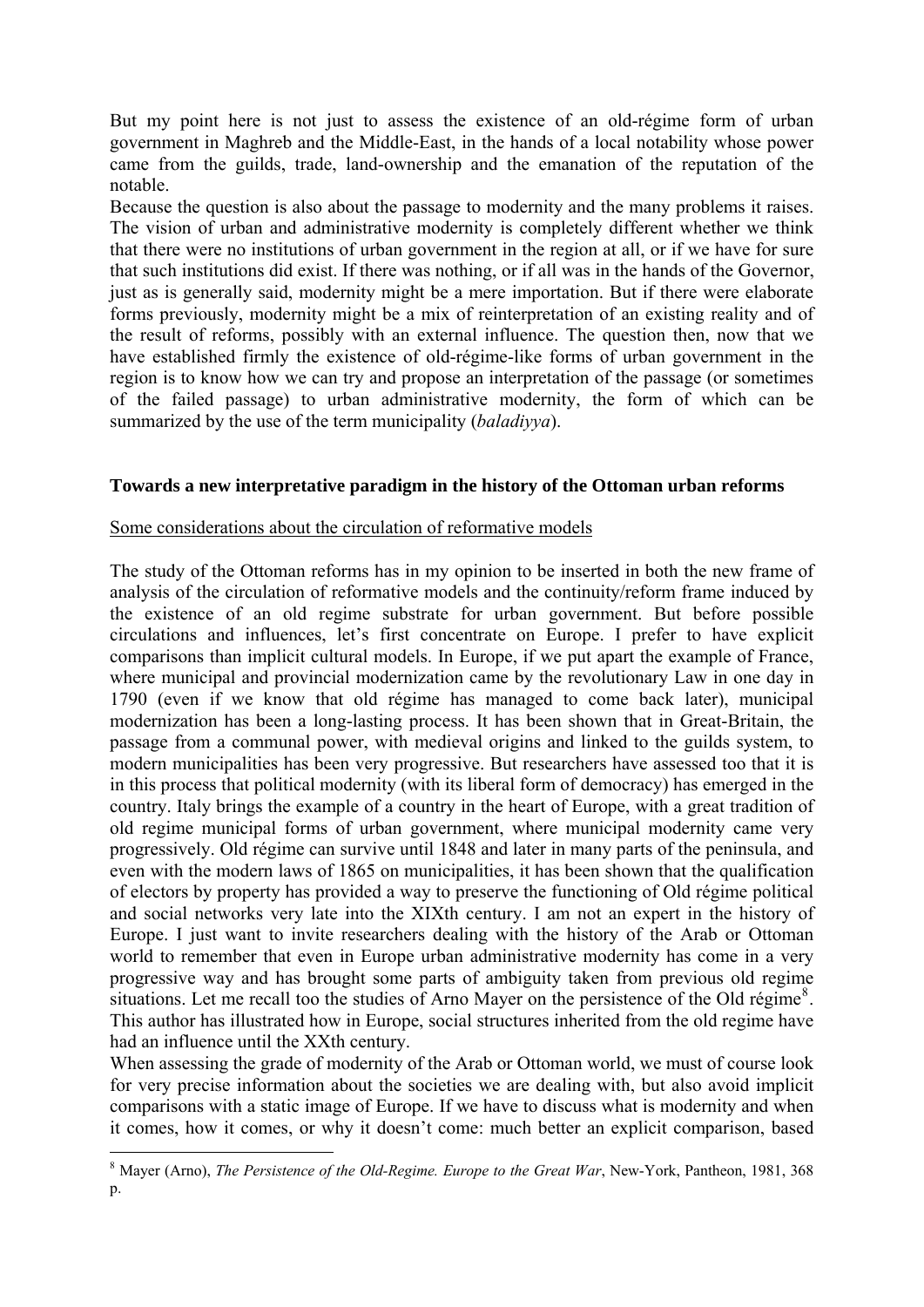But my point here is not just to assess the existence of an old-régime form of urban government in Maghreb and the Middle-East, in the hands of a local notability whose power came from the guilds, trade, land-ownership and the emanation of the reputation of the notable.

Because the question is also about the passage to modernity and the many problems it raises. The vision of urban and administrative modernity is completely different whether we think that there were no institutions of urban government in the region at all, or if we have for sure that such institutions did exist. If there was nothing, or if all was in the hands of the Governor, just as is generally said, modernity might be a mere importation. But if there were elaborate forms previously, modernity might be a mix of reinterpretation of an existing reality and of the result of reforms, possibly with an external influence. The question then, now that we have established firmly the existence of old-régime-like forms of urban government in the region is to know how we can try and propose an interpretation of the passage (or sometimes of the failed passage) to urban administrative modernity, the form of which can be summarized by the use of the term municipality (*baladiyya*).

## Towards a new interpretative paradigm in the history of the Ottoman urban reforms

### Some considerations about the circulation of reformative models

The study of the Ottoman reforms has in my opinion to be inserted in both the new frame of analysis of the circulation of reformative models and the continuity/reform frame induced by the existence of an old regime substrate for urban government. But before possible circulations and influences, let's first concentrate on Europe. I prefer to have explicit comparisons than implicit cultural models. In Europe, if we put apart the example of France, where municipal and provincial modernization came by the revolutionary Law in one day in 1790 (even if we know that old régime has managed to come back later), municipal modernization has been a long-lasting process. It has been shown that in Great-Britain, the passage from a communal power, with medieval origins and linked to the guilds system, to modern municipalities has been very progressive. But researchers have assessed too that it is in this process that political modernity (with its liberal form of democracy) has emerged in the country. Italy brings the example of a country in the heart of Europe, with a great tradition of old regime municipal forms of urban government, where municipal modernity came very progressively. Old régime can survive until 1848 and later in many parts of the peninsula, and even with the modern laws of 1865 on municipalities, it has been shown that the qualification of electors by property has provided a way to preserve the functioning of Old régime political and social networks very late into the XIXth century. I am not an expert in the history of Europe. I just want to invite researchers dealing with the history of the Arab or Ottoman world to remember that even in Europe urban administrative modernity has come in a very progressive way and has brought some parts of ambiguity taken from previous old regime situations. Let me recall too the studies of Arno Mayer on the persistence of the Old régime[8]. This author has illustrated how in Europe, social structures inherited from the old regime have had an influence until the XXth century.

When assessing the grade of modernity of the Arab or Ottoman world, we must of course look for very precise information about the societies we are dealing with, but also avoid implicit comparisons with a static image of Europe. If we have to discuss what is modernity and when it comes, how it comes, or why it doesn't come: much better an explicit comparison, based

---

[8] Mayer (Arno), *The Persistence of the Old-Regime. Europe to the Great War*, New-York, Pantheon, 1981, 368 p.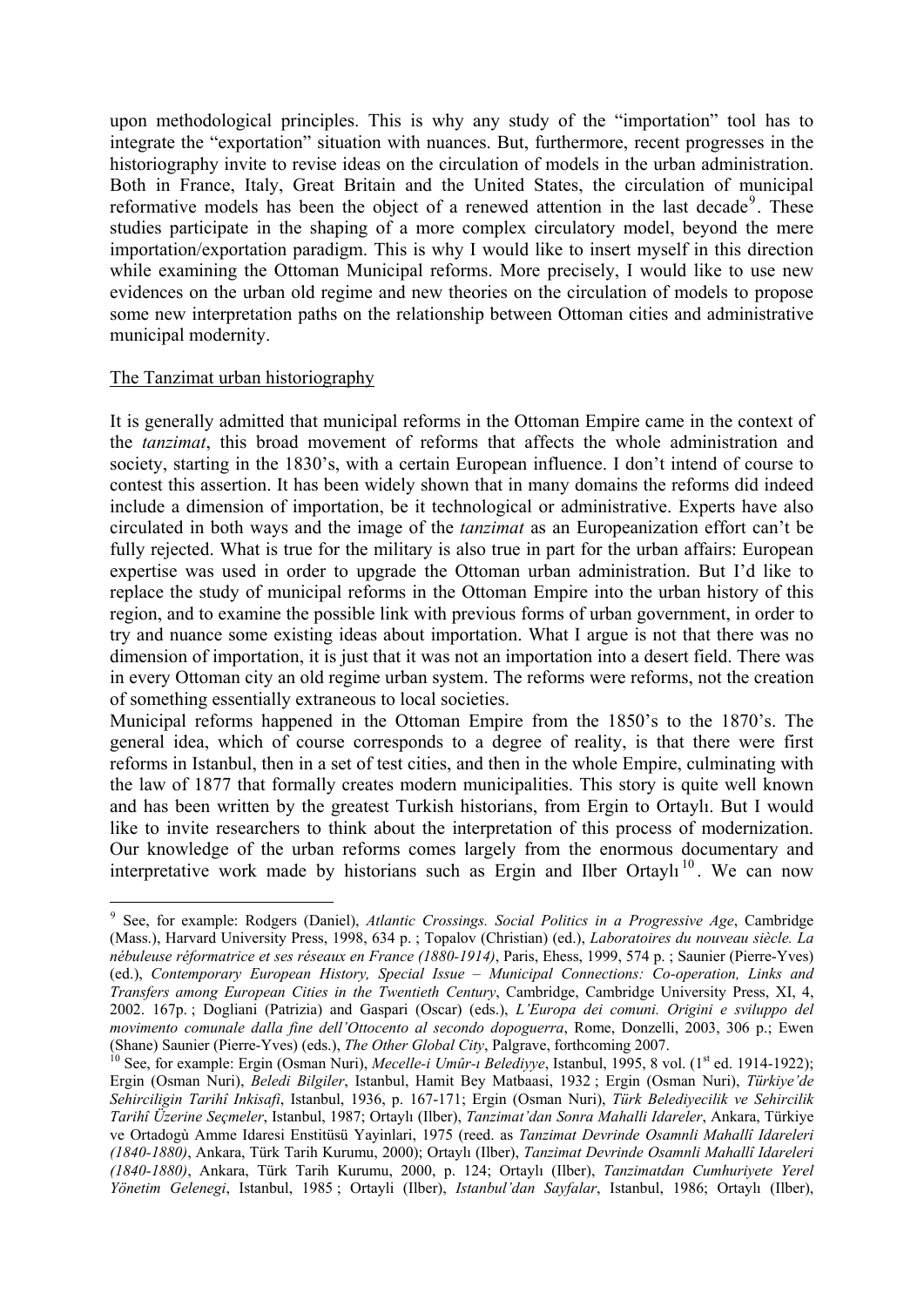upon methodological principles. This is why any study of the "importation" tool has to integrate the "exportation" situation with nuances. But, furthermore, recent progresses in the historiography invite to revise ideas on the circulation of models in the urban administration. Both in France, Italy, Great Britain and the United States, the circulation of municipal reformative models has been the object of a renewed attention in the last decade[9]. These studies participate in the shaping of a more complex circulatory model, beyond the mere importation/exportation paradigm. This is why I would like to insert myself in this direction while examining the Ottoman Municipal reforms. More precisely, I would like to use new evidences on the urban old regime and new theories on the circulation of models to propose some new interpretation paths on the relationship between Ottoman cities and administrative municipal modernity.

<u>The Tanzimat urban historiography</u>

It is generally admitted that municipal reforms in the Ottoman Empire came in the context of the *tanzimat*, this broad movement of reforms that affects the whole administration and society, starting in the 1830's, with a certain European influence. I don't intend of course to contest this assertion. It has been widely shown that in many domains the reforms did indeed include a dimension of importation, be it technological or administrative. Experts have also circulated in both ways and the image of the *tanzimat* as an Europeanization effort can't be fully rejected. What is true for the military is also true in part for the urban affairs: European expertise was used in order to upgrade the Ottoman urban administration. But I'd like to replace the study of municipal reforms in the Ottoman Empire into the urban history of this region, and to examine the possible link with previous forms of urban government, in order to try and nuance some existing ideas about importation. What I argue is not that there was no dimension of importation, it is just that it was not an importation into a desert field. There was in every Ottoman city an old regime urban system. The reforms were reforms, not the creation of something essentially extraneous to local societies.

Municipal reforms happened in the Ottoman Empire from the 1850's to the 1870's. The general idea, which of course corresponds to a degree of reality, is that there were first reforms in Istanbul, then in a set of test cities, and then in the whole Empire, culminating with the law of 1877 that formally creates modern municipalities. This story is quite well known and has been written by the greatest Turkish historians, from Ergin to Ortaylı. But I would like to invite researchers to think about the interpretation of this process of modernization. Our knowledge of the urban reforms comes largely from the enormous documentary and interpretative work made by historians such as Ergin and Ilber Ortaylı[10]. We can now

---

[9] See, for example: Rodgers (Daniel), *Atlantic Crossings. Social Politics in a Progressive Age*, Cambridge (Mass.), Harvard University Press, 1998, 634 p. ; Topalov (Christian) (ed.), *Laboratoires du nouveau siècle. La nébuleuse réformatrice et ses réseaux en France (1880-1914)*, Paris, Ehess, 1999, 574 p. ; Saunier (Pierre-Yves) (ed.), *Contemporary European History, Special Issue – Municipal Connections: Co-operation, Links and Transfers among European Cities in the Twentieth Century*, Cambridge, Cambridge University Press, XI, 4, 2002. 167p. ; Dogliani (Patrizia) and Gaspari (Oscar) (eds.), *L'Europa dei comuni. Origini e sviluppo del movimento comunale dalla fine dell'Ottocento al secondo dopoguerra*, Rome, Donzelli, 2003, 306 p.; Ewen (Shane) Saunier (Pierre-Yves) (eds.), *The Other Global City*, Palgrave, forthcoming 2007.

[10] See, for example: Ergin (Osman Nuri), *Mecelle-i Umûr-ı Belediyye*, Istanbul, 1995, 8 vol. (1st ed. 1914-1922); Ergin (Osman Nuri), *Beledi Bilgiler*, Istanbul, Hamit Bey Matbaasi, 1932 ; Ergin (Osman Nuri), *Türkiye'de Sehirciligin Tarihî Inkisafi*, Istanbul, 1936, p. 167-171; Ergin (Osman Nuri), *Türk Belediyecilik ve Sehircilik Tarihî Üzerine Seçmeler*, Istanbul, 1987; Ortaylı (Ilber), *Tanzimat'dan Sonra Mahalli Idareler*, Ankara, Türkiye ve Ortadogù Amme Idaresi Enstitüsü Yayinlari, 1975 (reed. as *Tanzimat Devrinde Osamnli Mahallî Idareleri (1840-1880)*, Ankara, Türk Tarih Kurumu, 2000); Ortaylı (Ilber), *Tanzimat Devrinde Osamnli Mahallî Idareleri (1840-1880)*, Ankara, Türk Tarih Kurumu, 2000, p. 124; Ortaylı (Ilber), *Tanzimatdan Cumhuriyete Yerel Yönetim Gelenegi*, Istanbul, 1985 ; Ortayli (Ilber), *Istanbul'dan Sayfalar*, Istanbul, 1986; Ortaylı (Ilber),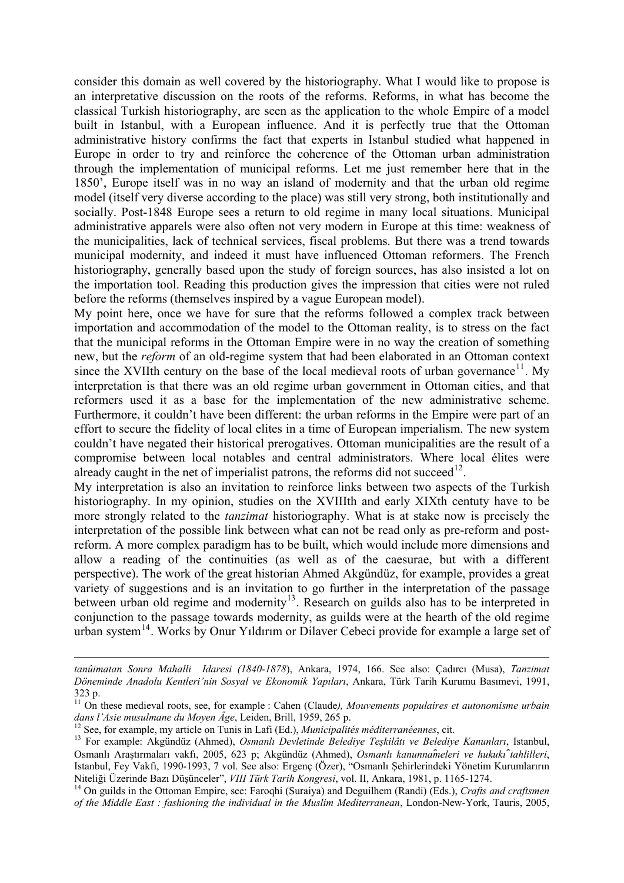consider this domain as well covered by the historiography. What I would like to propose is an interpretative discussion on the roots of the reforms. Reforms, in what has become the classical Turkish historiography, are seen as the application to the whole Empire of a model built in Istanbul, with a European influence. And it is perfectly true that the Ottoman administrative history confirms the fact that experts in Istanbul studied what happened in Europe in order to try and reinforce the coherence of the Ottoman urban administration through the implementation of municipal reforms. Let me just remember here that in the 1850', Europe itself was in no way an island of modernity and that the urban old regime model (itself very diverse according to the place) was still very strong, both institutionally and socially. Post-1848 Europe sees a return to old regime in many local situations. Municipal administrative apparels were also often not very modern in Europe at this time: weakness of the municipalities, lack of technical services, fiscal problems. But there was a trend towards municipal modernity, and indeed it must have influenced Ottoman reformers. The French historiography, generally based upon the study of foreign sources, has also insisted a lot on the importation tool. Reading this production gives the impression that cities were not ruled before the reforms (themselves inspired by a vague European model).

My point here, once we have for sure that the reforms followed a complex track between importation and accommodation of the model to the Ottoman reality, is to stress on the fact that the municipal reforms in the Ottoman Empire were in no way the creation of something new, but the *reform* of an old-regime system that had been elaborated in an Ottoman context since the XVIIth century on the base of the local medieval roots of urban governance[11]. My interpretation is that there was an old regime urban government in Ottoman cities, and that reformers used it as a base for the implementation of the new administrative scheme. Furthermore, it couldn't have been different: the urban reforms in the Empire were part of an effort to secure the fidelity of local elites in a time of European imperialism. The new system couldn't have negated their historical prerogatives. Ottoman municipalities are the result of a compromise between local notables and central administrators. Where local élites were already caught in the net of imperialist patrons, the reforms did not succeed[12].

My interpretation is also an invitation to reinforce links between two aspects of the Turkish historiography. In my opinion, studies on the XVIIIth and early XIXth centuty have to be more strongly related to the *tanzimat* historiography. What is at stake now is precisely the interpretation of the possible link between what can not be read only as pre-reform and post-reform. A more complex paradigm has to be built, which would include more dimensions and allow a reading of the continuities (as well as of the caesurae, but with a different perspective). The work of the great historian Ahmed Akgündüz, for example, provides a great variety of suggestions and is an invitation to go further in the interpretation of the passage between urban old regime and modernity[13]. Research on guilds also has to be interpreted in conjunction to the passage towards modernity, as guilds were at the hearth of the old regime urban system[14]. Works by Onur Yıldırım or Dilaver Cebeci provide for example a large set of

---

*tanûimatan Sonra Mahalli Idaresi (1840-1878*), Ankara, 1974, 166. See also: Çadırcı (Musa), *Tanzimat Döneminde Anadolu Kentleri'nin Sosyal ve Ekonomik Yapıları*, Ankara, Türk Tarih Kurumu Basımevi, 1991, 323 p.

[11] On these medieval roots, see, for example : Cahen (Claude*), Mouvements populaires et autonomisme urbain dans l'Asie musulmane du Moyen Âge*, Leiden, Brill, 1959, 265 p.

[12] See, for example, my article on Tunis in Lafi (Ed.), *Municipalités méditerranéennes*, cit.

[13] For example: Akgündüz (Ahmed), *Osmanlı Devletinde Belediye Teşkilâtı ve Belediye Kanunları*, Istanbul, Osmanlı Araştırmaları vakfı, 2005, 623 p; Akgündüz (Ahmed), *Osmanlı kanunnâmeleri ve hukukî tahlilleri*, Istanbul, Fey Vakfı, 1990-1993, 7 vol. See also: Ergenç (Özer), "Osmanlı Şehirlerindeki Yönetim Kurumlarının Niteliği Üzerinde Bazı Düşünceler", *VIII Türk Tarih Kongresi*, vol. II, Ankara, 1981, p. 1165-1274.

[14] On guilds in the Ottoman Empire, see: Faroqhi (Suraiya) and Deguilhem (Randi) (Eds.), *Crafts and craftsmen of the Middle East : fashioning the individual in the Muslim Mediterranean*, London-New-York, Tauris, 2005,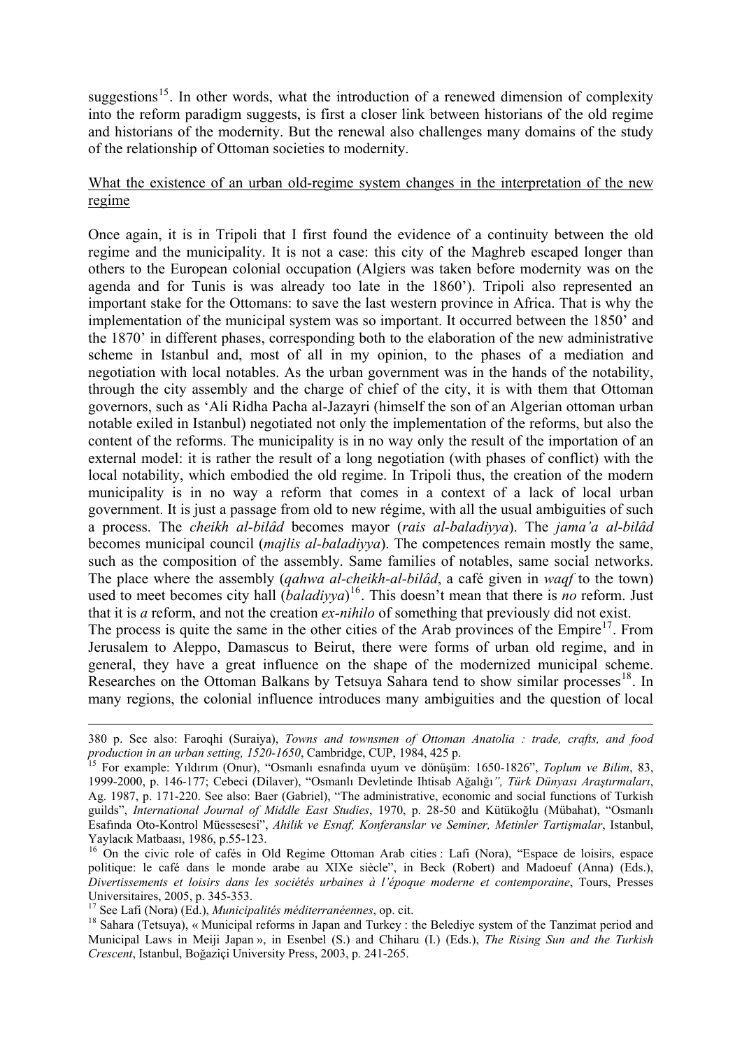suggestions[15]. In other words, what the introduction of a renewed dimension of complexity into the reform paradigm suggests, is first a closer link between historians of the old regime and historians of the modernity. But the renewal also challenges many domains of the study of the relationship of Ottoman societies to modernity.

<u>What the existence of an urban old-regime system changes in the interpretation of the new regime</u>

Once again, it is in Tripoli that I first found the evidence of a continuity between the old regime and the municipality. It is not a case: this city of the Maghreb escaped longer than others to the European colonial occupation (Algiers was taken before modernity was on the agenda and for Tunis is was already too late in the 1860'). Tripoli also represented an important stake for the Ottomans: to save the last western province in Africa. That is why the implementation of the municipal system was so important. It occurred between the 1850' and the 1870' in different phases, corresponding both to the elaboration of the new administrative scheme in Istanbul and, most of all in my opinion, to the phases of a mediation and negotiation with local notables. As the urban government was in the hands of the notability, through the city assembly and the charge of chief of the city, it is with them that Ottoman governors, such as 'Ali Ridha Pacha al-Jazayri (himself the son of an Algerian ottoman urban notable exiled in Istanbul) negotiated not only the implementation of the reforms, but also the content of the reforms. The municipality is in no way only the result of the importation of an external model: it is rather the result of a long negotiation (with phases of conflict) with the local notability, which embodied the old regime. In Tripoli thus, the creation of the modern municipality is in no way a reform that comes in a context of a lack of local urban government. It is just a passage from old to new régime, with all the usual ambiguities of such a process. The *cheikh al-bilâd* becomes mayor (*rais al-baladiyya*). The *jama'a al-bilâd* becomes municipal council (*majlis al-baladiyya*). The competences remain mostly the same, such as the composition of the assembly. Same families of notables, same social networks. The place where the assembly (*qahwa al-cheikh-al-bilâd*, a café given in *waqf* to the town) used to meet becomes city hall (*baladiyya*)[16]. This doesn't mean that there is *no* reform. Just that it is *a* reform, and not the creation *ex-nihilo* of something that previously did not exist.
The process is quite the same in the other cities of the Arab provinces of the Empire[17]. From Jerusalem to Aleppo, Damascus to Beirut, there were forms of urban old regime, and in general, they have a great influence on the shape of the modernized municipal scheme. Researches on the Ottoman Balkans by Tetsuya Sahara tend to show similar processes[18]. In many regions, the colonial influence introduces many ambiguities and the question of local

---

380 p. See also: Faroqhi (Suraiya), *Towns and townsmen of Ottoman Anatolia : trade, crafts, and food production in an urban setting, 1520-1650*, Cambridge, CUP, 1984, 425 p.

[15] For example: Yıldırım (Onur), "Osmanlı esnafında uyum ve dönüşüm: 1650-1826", *Toplum ve Bilim*, 83, 1999-2000, p. 146-177; Cebeci (Dilaver), "Osmanlı Devletinde Ihtisab Ağalığı*", Türk Dünyası Araştırmaları*, Ag. 1987, p. 171-220. See also: Baer (Gabriel), "The administrative, economic and social functions of Turkish guilds", *International Journal of Middle East Studies*, 1970, p. 28-50 and Kütükoğlu (Mübahat), "Osmanlı Esafında Oto-Kontrol Müessesesi", *Ahilik ve Esnaf, Konferanslar ve Seminer, Metinler Tartişmalar*, Istanbul, Yaylacık Matbaası, 1986, p.55-123.

[16] On the civic role of cafés in Old Regime Ottoman Arab cities : Lafi (Nora), "Espace de loisirs, espace politique: le café dans le monde arabe au XIXe siècle", in Beck (Robert) and Madoeuf (Anna) (Eds.), *Divertissements et loisirs dans les sociétés urbaines à l'époque moderne et contemporaine*, Tours, Presses Universitaires, 2005, p. 345-353.

[17] See Lafi (Nora) (Ed.), *Municipalités méditerranéennes*, op. cit.

[18] Sahara (Tetsuya), « Municipal reforms in Japan and Turkey : the Belediye system of the Tanzimat period and Municipal Laws in Meiji Japan », in Esenbel (S.) and Chiharu (I.) (Eds.), *The Rising Sun and the Turkish Crescent*, Istanbul, Boğaziçi University Press, 2003, p. 241-265.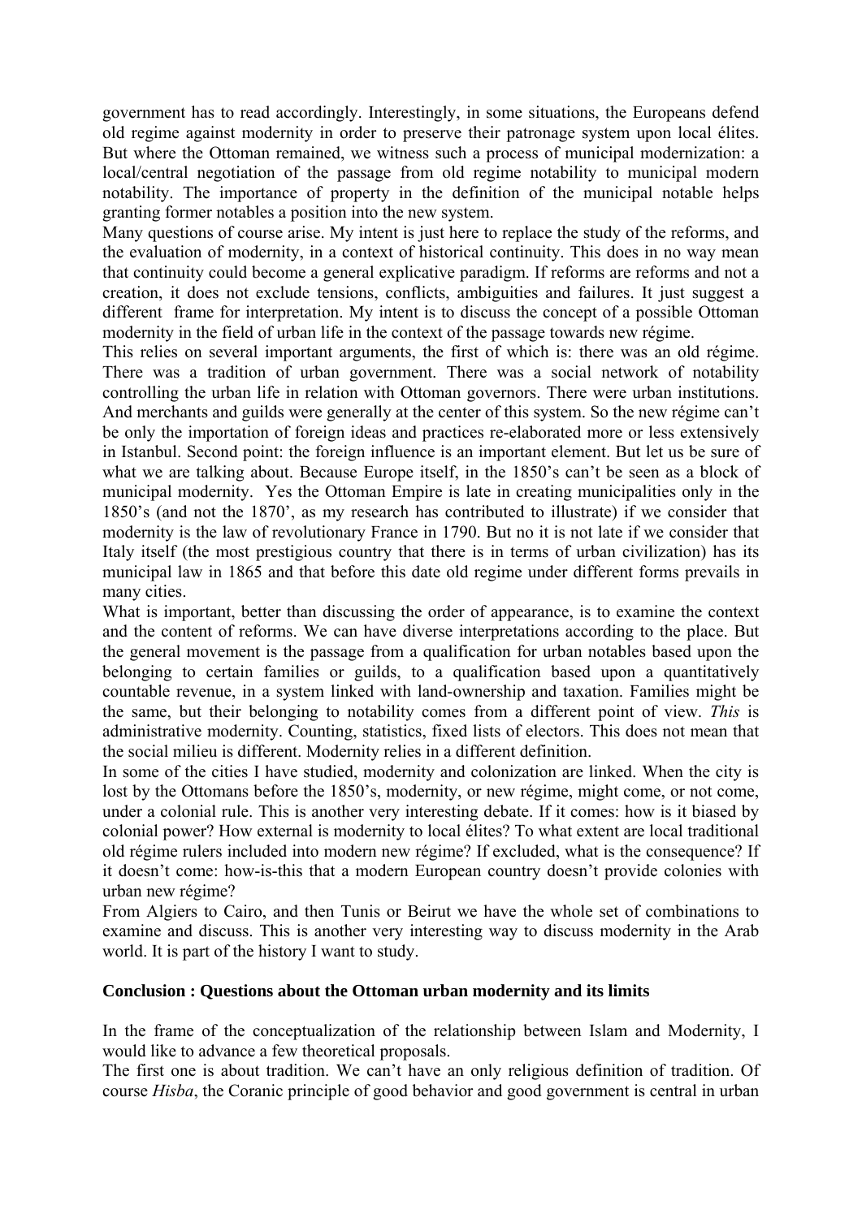government has to read accordingly. Interestingly, in some situations, the Europeans defend old regime against modernity in order to preserve their patronage system upon local élites. But where the Ottoman remained, we witness such a process of municipal modernization: a local/central negotiation of the passage from old regime notability to municipal modern notability. The importance of property in the definition of the municipal notable helps granting former notables a position into the new system.

Many questions of course arise. My intent is just here to replace the study of the reforms, and the evaluation of modernity, in a context of historical continuity. This does in no way mean that continuity could become a general explicative paradigm. If reforms are reforms and not a creation, it does not exclude tensions, conflicts, ambiguities and failures. It just suggest a different frame for interpretation. My intent is to discuss the concept of a possible Ottoman modernity in the field of urban life in the context of the passage towards new régime.

This relies on several important arguments, the first of which is: there was an old régime. There was a tradition of urban government. There was a social network of notability controlling the urban life in relation with Ottoman governors. There were urban institutions. And merchants and guilds were generally at the center of this system. So the new régime can't be only the importation of foreign ideas and practices re-elaborated more or less extensively in Istanbul. Second point: the foreign influence is an important element. But let us be sure of what we are talking about. Because Europe itself, in the 1850's can't be seen as a block of municipal modernity. Yes the Ottoman Empire is late in creating municipalities only in the 1850's (and not the 1870', as my research has contributed to illustrate) if we consider that modernity is the law of revolutionary France in 1790. But no it is not late if we consider that Italy itself (the most prestigious country that there is in terms of urban civilization) has its municipal law in 1865 and that before this date old regime under different forms prevails in many cities.

What is important, better than discussing the order of appearance, is to examine the context and the content of reforms. We can have diverse interpretations according to the place. But the general movement is the passage from a qualification for urban notables based upon the belonging to certain families or guilds, to a qualification based upon a quantitatively countable revenue, in a system linked with land-ownership and taxation. Families might be the same, but their belonging to notability comes from a different point of view. *This* is administrative modernity. Counting, statistics, fixed lists of electors. This does not mean that the social milieu is different. Modernity relies in a different definition.

In some of the cities I have studied, modernity and colonization are linked. When the city is lost by the Ottomans before the 1850's, modernity, or new régime, might come, or not come, under a colonial rule. This is another very interesting debate. If it comes: how is it biased by colonial power? How external is modernity to local élites? To what extent are local traditional old régime rulers included into modern new régime? If excluded, what is the consequence? If it doesn't come: how-is-this that a modern European country doesn't provide colonies with urban new régime?

From Algiers to Cairo, and then Tunis or Beirut we have the whole set of combinations to examine and discuss. This is another very interesting way to discuss modernity in the Arab world. It is part of the history I want to study.

## Conclusion : Questions about the Ottoman urban modernity and its limits

In the frame of the conceptualization of the relationship between Islam and Modernity, I would like to advance a few theoretical proposals.

The first one is about tradition. We can't have an only religious definition of tradition. Of course *Hisba*, the Coranic principle of good behavior and good government is central in urban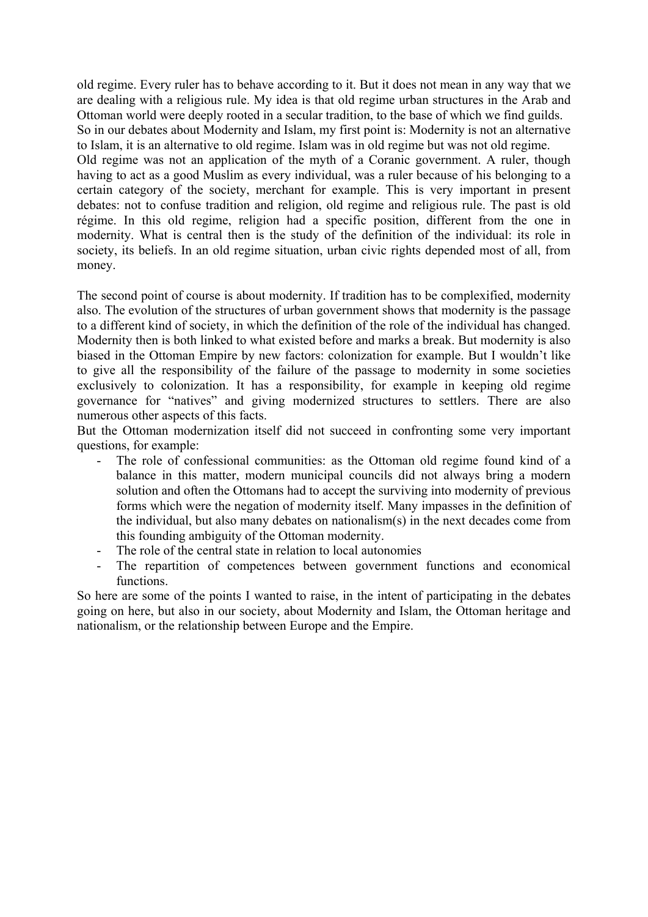old regime. Every ruler has to behave according to it. But it does not mean in any way that we are dealing with a religious rule. My idea is that old regime urban structures in the Arab and Ottoman world were deeply rooted in a secular tradition, to the base of which we find guilds.
So in our debates about Modernity and Islam, my first point is: Modernity is not an alternative to Islam, it is an alternative to old regime. Islam was in old regime but was not old regime.
Old regime was not an application of the myth of a Coranic government. A ruler, though having to act as a good Muslim as every individual, was a ruler because of his belonging to a certain category of the society, merchant for example. This is very important in present debates: not to confuse tradition and religion, old regime and religious rule. The past is old régime. In this old regime, religion had a specific position, different from the one in modernity. What is central then is the study of the definition of the individual: its role in society, its beliefs. In an old regime situation, urban civic rights depended most of all, from money.

The second point of course is about modernity. If tradition has to be complexified, modernity also. The evolution of the structures of urban government shows that modernity is the passage to a different kind of society, in which the definition of the role of the individual has changed. Modernity then is both linked to what existed before and marks a break. But modernity is also biased in the Ottoman Empire by new factors: colonization for example. But I wouldn't like to give all the responsibility of the failure of the passage to modernity in some societies exclusively to colonization. It has a responsibility, for example in keeping old regime governance for "natives" and giving modernized structures to settlers. There are also numerous other aspects of this facts.
But the Ottoman modernization itself did not succeed in confronting some very important questions, for example:

- The role of confessional communities: as the Ottoman old regime found kind of a balance in this matter, modern municipal councils did not always bring a modern solution and often the Ottomans had to accept the surviving into modernity of previous forms which were the negation of modernity itself. Many impasses in the definition of the individual, but also many debates on nationalism(s) in the next decades come from this founding ambiguity of the Ottoman modernity.
- The role of the central state in relation to local autonomies
- The repartition of competences between government functions and economical functions.

So here are some of the points I wanted to raise, in the intent of participating in the debates going on here, but also in our society, about Modernity and Islam, the Ottoman heritage and nationalism, or the relationship between Europe and the Empire.